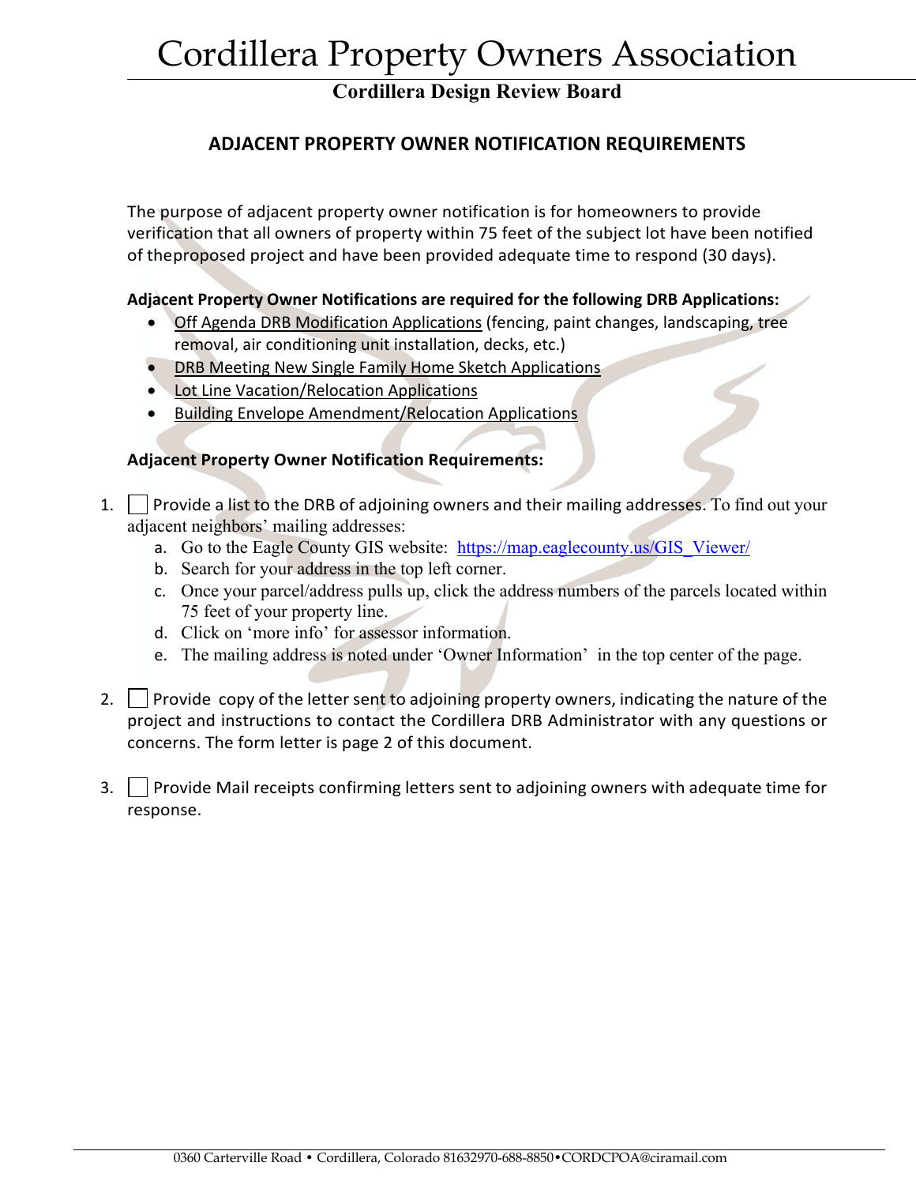# Cordillera Property Owners Association

**Cordillera Design Review Board**

## ADJACENT PROPERTY OWNER NOTIFICATION REQUIREMENTS

The purpose of adjacent property owner notification is for homeowners to provide verification that all owners of property within 75 feet of the subject lot have been notified of theproposed project and have been provided adequate time to respond (30 days).

**Adjacent Property Owner Notifications are required for the following DRB Applications:**

- Off Agenda DRB Modification Applications (fencing, paint changes, landscaping, tree removal, air conditioning unit installation, decks, etc.)
- DRB Meeting New Single Family Home Sketch Applications
- Lot Line Vacation/Relocation Applications
- Building Envelope Amendment/Relocation Applications

**Adjacent Property Owner Notification Requirements:**

1. ☐ Provide a list to the DRB of adjoining owners and their mailing addresses. To find out your adjacent neighbors' mailing addresses:
   a. Go to the Eagle County GIS website: https://map.eaglecounty.us/GIS_Viewer/
   b. Search for your address in the top left corner.
   c. Once your parcel/address pulls up, click the address numbers of the parcels located within 75 feet of your property line.
   d. Click on 'more info' for assessor information.
   e. The mailing address is noted under 'Owner Information' in the top center of the page.

2. ☐ Provide copy of the letter sent to adjoining property owners, indicating the nature of the project and instructions to contact the Cordillera DRB Administrator with any questions or concerns. The form letter is page 2 of this document.

3. ☐ Provide Mail receipts confirming letters sent to adjoining owners with adequate time for response.

0360 Carterville Road • Cordillera, Colorado 81632970-688-8850•CORDCPOA@ciramail.com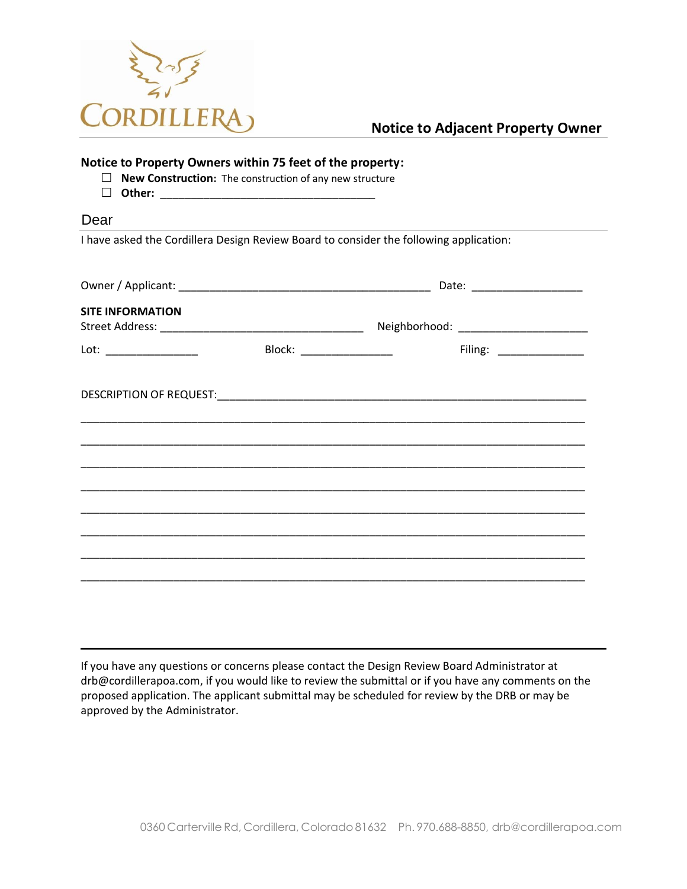CORDILLERA

## Notice to Adjacent Property Owner

**Notice to Property Owners within 75 feet of the property:**

- ☐ **New Construction:** The construction of any new structure
- ☐ **Other:** ___________________________________

Dear

I have asked the Cordillera Design Review Board to consider the following application:

Owner / Applicant: _________________________________________ Date: __________________

**SITE INFORMATION**

Street Address: _________________________________ Neighborhood: _____________________

Lot: _______________ Block: _______________ Filing: ______________

DESCRIPTION OF REQUEST:_____________________________________________________________

_________________________________________________________________________________

_________________________________________________________________________________

_________________________________________________________________________________

_________________________________________________________________________________

_________________________________________________________________________________

_________________________________________________________________________________

_________________________________________________________________________________

_________________________________________________________________________________

---

If you have any questions or concerns please contact the Design Review Board Administrator at drb@cordillerapoa.com, if you would like to review the submittal or if you have any comments on the proposed application. The applicant submittal may be scheduled for review by the DRB or may be approved by the Administrator.

0360 Carterville Rd, Cordillera, Colorado 81632 Ph. 970.688-8850, drb@cordillerapoa.com